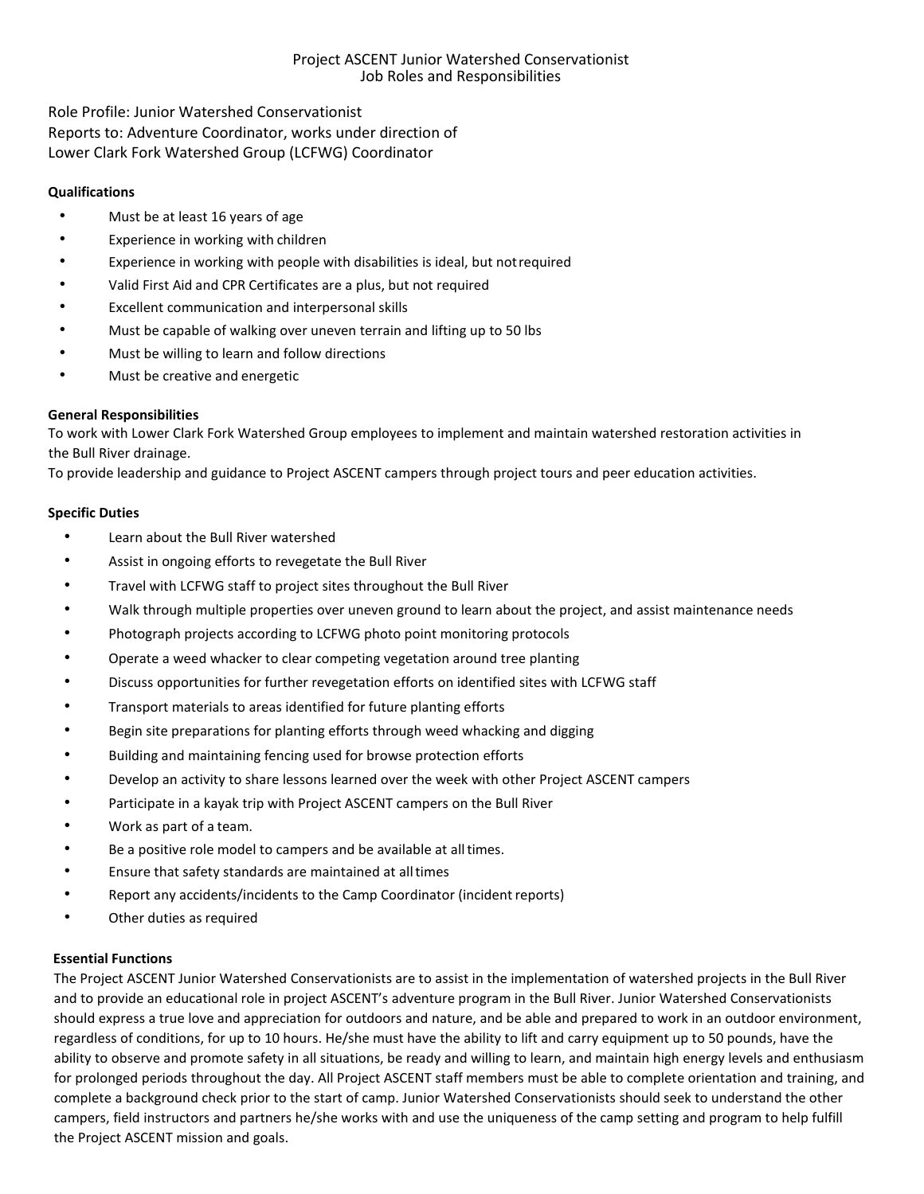# Project ASCENT Junior Watershed Conservationist
## Job Roles and Responsibilities

Role Profile: Junior Watershed Conservationist
Reports to: Adventure Coordinator, works under direction of
Lower Clark Fork Watershed Group (LCFWG) Coordinator

**Qualifications**

- Must be at least 16 years of age
- Experience in working with children
- Experience in working with people with disabilities is ideal, but not required
- Valid First Aid and CPR Certificates are a plus, but not required
- Excellent communication and interpersonal skills
- Must be capable of walking over uneven terrain and lifting up to 50 lbs
- Must be willing to learn and follow directions
- Must be creative and energetic

**General Responsibilities**

To work with Lower Clark Fork Watershed Group employees to implement and maintain watershed restoration activities in the Bull River drainage.
To provide leadership and guidance to Project ASCENT campers through project tours and peer education activities.

**Specific Duties**

- Learn about the Bull River watershed
- Assist in ongoing efforts to revegetate the Bull River
- Travel with LCFWG staff to project sites throughout the Bull River
- Walk through multiple properties over uneven ground to learn about the project, and assist maintenance needs
- Photograph projects according to LCFWG photo point monitoring protocols
- Operate a weed whacker to clear competing vegetation around tree planting
- Discuss opportunities for further revegetation efforts on identified sites with LCFWG staff
- Transport materials to areas identified for future planting efforts
- Begin site preparations for planting efforts through weed whacking and digging
- Building and maintaining fencing used for browse protection efforts
- Develop an activity to share lessons learned over the week with other Project ASCENT campers
- Participate in a kayak trip with Project ASCENT campers on the Bull River
- Work as part of a team.
- Be a positive role model to campers and be available at all times.
- Ensure that safety standards are maintained at all times
- Report any accidents/incidents to the Camp Coordinator (incident reports)
- Other duties as required

**Essential Functions**

The Project ASCENT Junior Watershed Conservationists are to assist in the implementation of watershed projects in the Bull River and to provide an educational role in project ASCENT's adventure program in the Bull River. Junior Watershed Conservationists should express a true love and appreciation for outdoors and nature, and be able and prepared to work in an outdoor environment, regardless of conditions, for up to 10 hours. He/she must have the ability to lift and carry equipment up to 50 pounds, have the ability to observe and promote safety in all situations, be ready and willing to learn, and maintain high energy levels and enthusiasm for prolonged periods throughout the day. All Project ASCENT staff members must be able to complete orientation and training, and complete a background check prior to the start of camp. Junior Watershed Conservationists should seek to understand the other campers, field instructors and partners he/she works with and use the uniqueness of the camp setting and program to help fulfill the Project ASCENT mission and goals.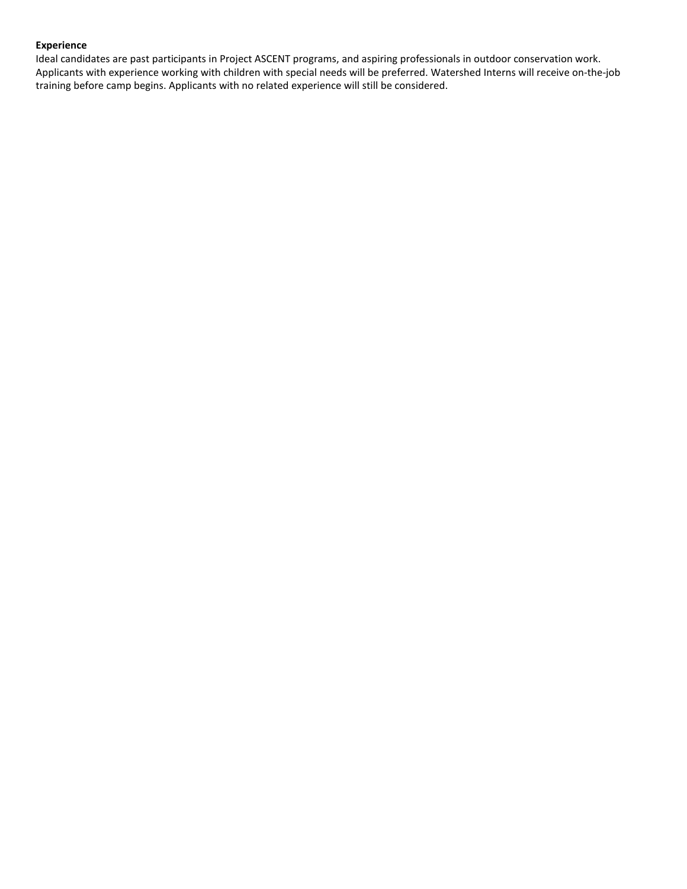**Experience**

Ideal candidates are past participants in Project ASCENT programs, and aspiring professionals in outdoor conservation work. Applicants with experience working with children with special needs will be preferred. Watershed Interns will receive on-the-job training before camp begins. Applicants with no related experience will still be considered.